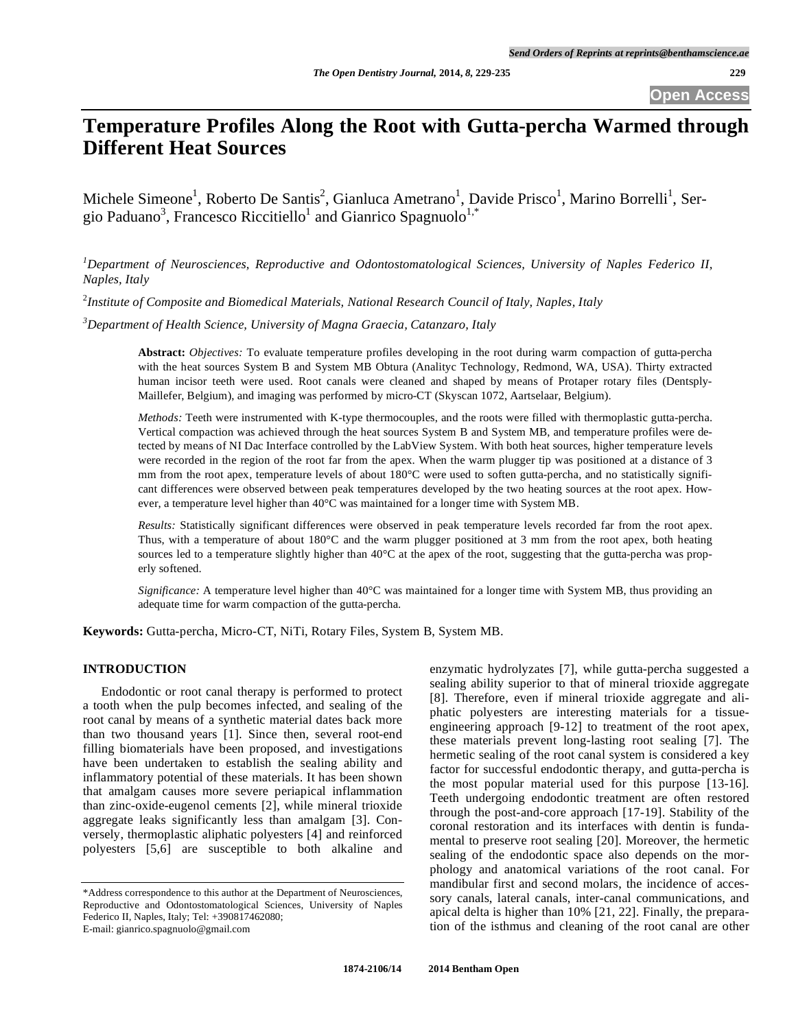# Temperature Profiles Along the Root with Gutta-percha Warmed through Different Heat Sources

Michele Simeone[1], Roberto De Santis[2], Gianluca Ametrano[1], Davide Prisco[1], Marino Borrelli[1], Sergio Paduano[3], Francesco Riccitiello[1] and Gianrico Spagnuolo[1,*]

[1] *Department of Neurosciences, Reproductive and Odontostomatological Sciences, University of Naples Federico II, Naples, Italy*

[2] *Institute of Composite and Biomedical Materials, National Research Council of Italy, Naples, Italy*

[3] *Department of Health Science, University of Magna Graecia, Catanzaro, Italy*

**Abstract:** *Objectives:* To evaluate temperature profiles developing in the root during warm compaction of gutta-percha with the heat sources System B and System MB Obtura (Analityc Technology, Redmond, WA, USA). Thirty extracted human incisor teeth were used. Root canals were cleaned and shaped by means of Protaper rotary files (Dentsply-Maillefer, Belgium), and imaging was performed by micro-CT (Skyscan 1072, Aartselaar, Belgium).

*Methods:* Teeth were instrumented with K-type thermocouples, and the roots were filled with thermoplastic gutta-percha. Vertical compaction was achieved through the heat sources System B and System MB, and temperature profiles were detected by means of NI Dac Interface controlled by the LabView System. With both heat sources, higher temperature levels were recorded in the region of the root far from the apex. When the warm plugger tip was positioned at a distance of 3 mm from the root apex, temperature levels of about 180°C were used to soften gutta-percha, and no statistically significant differences were observed between peak temperatures developed by the two heating sources at the root apex. However, a temperature level higher than 40°C was maintained for a longer time with System MB.

*Results:* Statistically significant differences were observed in peak temperature levels recorded far from the root apex. Thus, with a temperature of about 180°C and the warm plugger positioned at 3 mm from the root apex, both heating sources led to a temperature slightly higher than 40°C at the apex of the root, suggesting that the gutta-percha was properly softened.

*Significance:* A temperature level higher than 40°C was maintained for a longer time with System MB, thus providing an adequate time for warm compaction of the gutta-percha.

**Keywords:** Gutta-percha, Micro-CT, NiTi, Rotary Files, System B, System MB.

## INTRODUCTION

Endodontic or root canal therapy is performed to protect a tooth when the pulp becomes infected, and sealing of the root canal by means of a synthetic material dates back more than two thousand years [1]. Since then, several root-end filling biomaterials have been proposed, and investigations have been undertaken to establish the sealing ability and inflammatory potential of these materials. It has been shown that amalgam causes more severe periapical inflammation than zinc-oxide-eugenol cements [2], while mineral trioxide aggregate leaks significantly less than amalgam [3]. Conversely, thermoplastic aliphatic polyesters [4] and reinforced polyesters [5,6] are susceptible to both alkaline and enzymatic hydrolyzates [7], while gutta-percha suggested a sealing ability superior to that of mineral trioxide aggregate [8]. Therefore, even if mineral trioxide aggregate and aliphatic polyesters are interesting materials for a tissue-engineering approach [9-12] to treatment of the root apex, these materials prevent long-lasting root sealing [7]. The hermetic sealing of the root canal system is considered a key factor for successful endodontic therapy, and gutta-percha is the most popular material used for this purpose [13-16]. Teeth undergoing endodontic treatment are often restored through the post-and-core approach [17-19]. Stability of the coronal restoration and its interfaces with dentin is fundamental to preserve root sealing [20]. Moreover, the hermetic sealing of the endodontic space also depends on the morphology and anatomical variations of the root canal. For mandibular first and second molars, the incidence of accessory canals, lateral canals, inter-canal communications, and apical delta is higher than 10% [21, 22]. Finally, the preparation of the isthmus and cleaning of the root canal are other

*Address correspondence to this author at the Department of Neurosciences, Reproductive and Odontostomatological Sciences, University of Naples Federico II, Naples, Italy; Tel: +390817462080; E-mail: gianrico.spagnuolo@gmail.com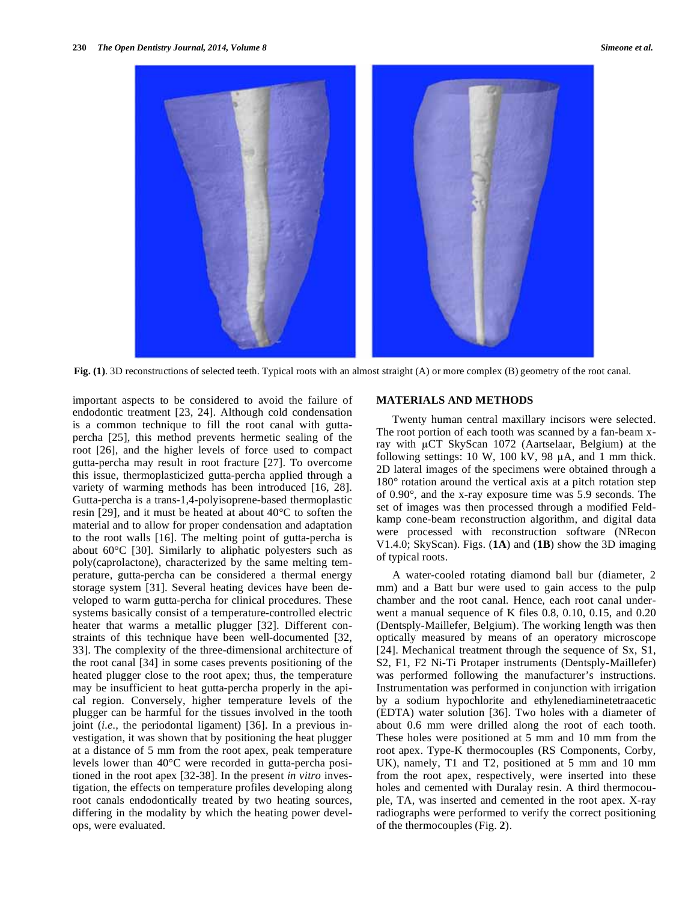Fig. (1). 3D reconstructions of selected teeth. Typical roots with an almost straight (A) or more complex (B) geometry of the root canal.

important aspects to be considered to avoid the failure of endodontic treatment [23, 24]. Although cold condensation is a common technique to fill the root canal with gutta-percha [25], this method prevents hermetic sealing of the root [26], and the higher levels of force used to compact gutta-percha may result in root fracture [27]. To overcome this issue, thermoplasticized gutta-percha applied through a variety of warming methods has been introduced [16, 28]. Gutta-percha is a trans-1,4-polyisoprene-based thermoplastic resin [29], and it must be heated at about 40°C to soften the material and to allow for proper condensation and adaptation to the root walls [16]. The melting point of gutta-percha is about 60°C [30]. Similarly to aliphatic polyesters such as poly(caprolactone), characterized by the same melting temperature, gutta-percha can be considered a thermal energy storage system [31]. Several heating devices have been developed to warm gutta-percha for clinical procedures. These systems basically consist of a temperature-controlled electric heater that warms a metallic plugger [32]. Different constraints of this technique have been well-documented [32, 33]. The complexity of the three-dimensional architecture of the root canal [34] in some cases prevents positioning of the heated plugger close to the root apex; thus, the temperature may be insufficient to heat gutta-percha properly in the apical region. Conversely, higher temperature levels of the plugger can be harmful for the tissues involved in the tooth joint (*i.e.*, the periodontal ligament) [36]. In a previous investigation, it was shown that by positioning the heat plugger at a distance of 5 mm from the root apex, peak temperature levels lower than 40°C were recorded in gutta-percha positioned in the root apex [32-38]. In the present *in vitro* investigation, the effects on temperature profiles developing along root canals endodontically treated by two heating sources, differing in the modality by which the heating power develops, were evaluated.

## MATERIALS AND METHODS

Twenty human central maxillary incisors were selected. The root portion of each tooth was scanned by a fan-beam x-ray with μCT SkyScan 1072 (Aartselaar, Belgium) at the following settings: 10 W, 100 kV, 98 μA, and 1 mm thick. 2D lateral images of the specimens were obtained through a 180° rotation around the vertical axis at a pitch rotation step of 0.90°, and the x-ray exposure time was 5.9 seconds. The set of images was then processed through a modified Feldkamp cone-beam reconstruction algorithm, and digital data were processed with reconstruction software (NRecon V1.4.0; SkyScan). Figs. (**1A**) and (**1B**) show the 3D imaging of typical roots.

A water-cooled rotating diamond ball bur (diameter, 2 mm) and a Batt bur were used to gain access to the pulp chamber and the root canal. Hence, each root canal underwent a manual sequence of K files 0.8, 0.10, 0.15, and 0.20 (Dentsply-Maillefer, Belgium). The working length was then optically measured by means of an operatory microscope [24]. Mechanical treatment through the sequence of Sx, S1, S2, F1, F2 Ni-Ti Protaper instruments (Dentsply-Maillefer) was performed following the manufacturer's instructions. Instrumentation was performed in conjunction with irrigation by a sodium hypochlorite and ethylenediaminetetraacetic (EDTA) water solution [36]. Two holes with a diameter of about 0.6 mm were drilled along the root of each tooth. These holes were positioned at 5 mm and 10 mm from the root apex. Type-K thermocouples (RS Components, Corby, UK), namely, T1 and T2, positioned at 5 mm and 10 mm from the root apex, respectively, were inserted into these holes and cemented with Duralay resin. A third thermocouple, TA, was inserted and cemented in the root apex. X-ray radiographs were performed to verify the correct positioning of the thermocouples (Fig. **2**).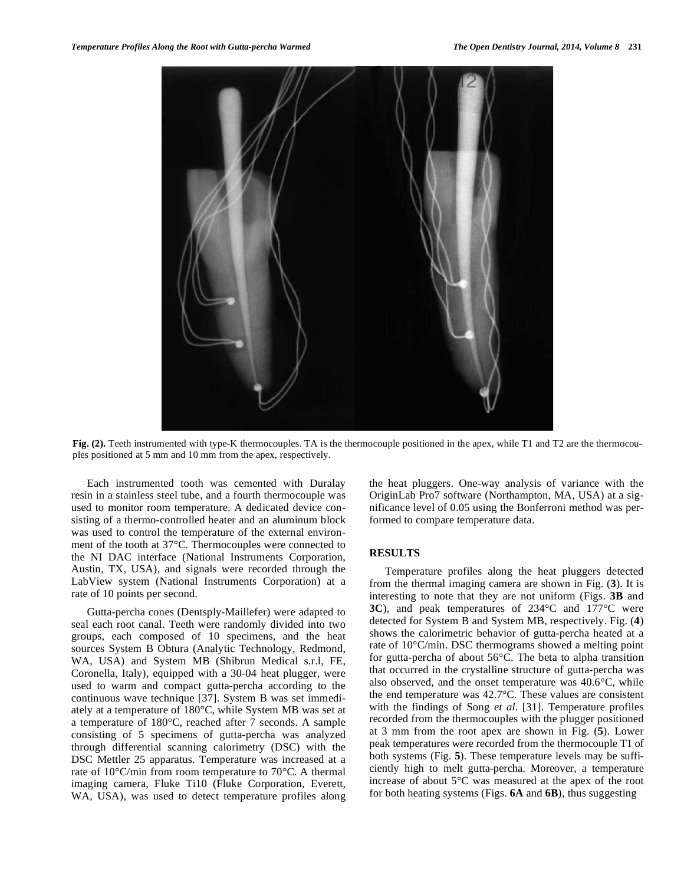**Fig. (2).** Teeth instrumented with type-K thermocouples. TA is the thermocouple positioned in the apex, while T1 and T2 are the thermocouples positioned at 5 mm and 10 mm from the apex, respectively.

Each instrumented tooth was cemented with Duralay resin in a stainless steel tube, and a fourth thermocouple was used to monitor room temperature. A dedicated device consisting of a thermo-controlled heater and an aluminum block was used to control the temperature of the external environment of the tooth at 37°C. Thermocouples were connected to the NI DAC interface (National Instruments Corporation, Austin, TX, USA), and signals were recorded through the LabView system (National Instruments Corporation) at a rate of 10 points per second.

Gutta-percha cones (Dentsply-Maillefer) were adapted to seal each root canal. Teeth were randomly divided into two groups, each composed of 10 specimens, and the heat sources System B Obtura (Analytic Technology, Redmond, WA, USA) and System MB (Shibrun Medical s.r.l, FE, Coronella, Italy), equipped with a 30-04 heat plugger, were used to warm and compact gutta-percha according to the continuous wave technique [37]. System B was set immediately at a temperature of 180°C, while System MB was set at a temperature of 180°C, reached after 7 seconds. A sample consisting of 5 specimens of gutta-percha was analyzed through differential scanning calorimetry (DSC) with the DSC Mettler 25 apparatus. Temperature was increased at a rate of 10°C/min from room temperature to 70°C. A thermal imaging camera, Fluke Ti10 (Fluke Corporation, Everett, WA, USA), was used to detect temperature profiles along the heat pluggers. One-way analysis of variance with the OriginLab Pro7 software (Northampton, MA, USA) at a significance level of 0.05 using the Bonferroni method was performed to compare temperature data.

## RESULTS

Temperature profiles along the heat pluggers detected from the thermal imaging camera are shown in Fig. (**3**). It is interesting to note that they are not uniform (Figs. **3B** and **3C**), and peak temperatures of 234°C and 177°C were detected for System B and System MB, respectively. Fig. (**4**) shows the calorimetric behavior of gutta-percha heated at a rate of 10°C/min. DSC thermograms showed a melting point for gutta-percha of about 56°C. The beta to alpha transition that occurred in the crystalline structure of gutta-percha was also observed, and the onset temperature was 40.6°C, while the end temperature was 42.7°C. These values are consistent with the findings of Song *et al*. [31]. Temperature profiles recorded from the thermocouples with the plugger positioned at 3 mm from the root apex are shown in Fig. (**5**). Lower peak temperatures were recorded from the thermocouple T1 of both systems (Fig. **5**). These temperature levels may be sufficiently high to melt gutta-percha. Moreover, a temperature increase of about 5°C was measured at the apex of the root for both heating systems (Figs. **6A** and **6B**), thus suggesting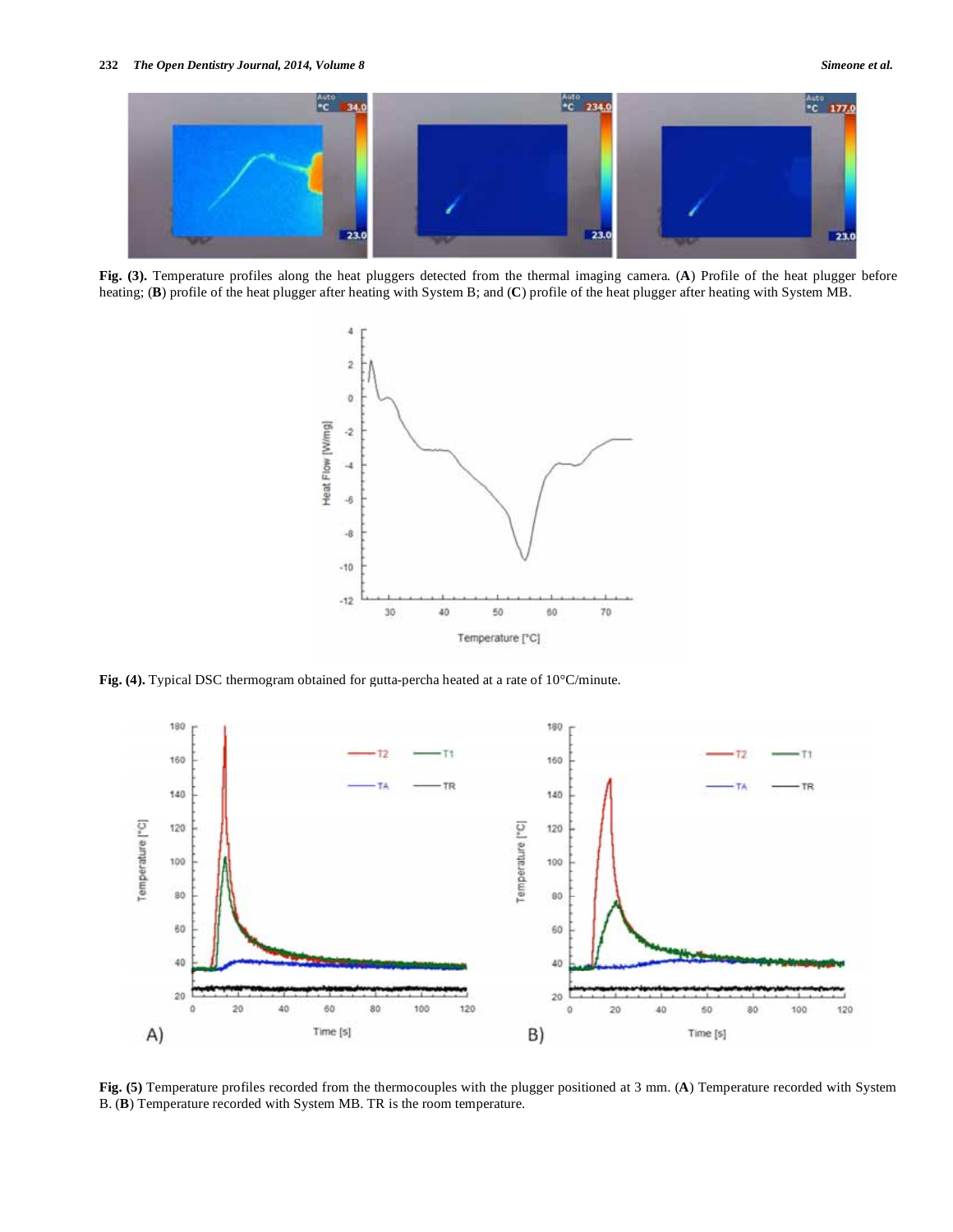**Fig. (3).** Temperature profiles along the heat pluggers detected from the thermal imaging camera. (**A**) Profile of the heat plugger before heating; (**B**) profile of the heat plugger after heating with System B; and (**C**) profile of the heat plugger after heating with System MB.

**Fig. (4).** Typical DSC thermogram obtained for gutta-percha heated at a rate of 10°C/minute.

**Fig. (5)** Temperature profiles recorded from the thermocouples with the plugger positioned at 3 mm. (**A**) Temperature recorded with System B. (**B**) Temperature recorded with System MB. TR is the room temperature.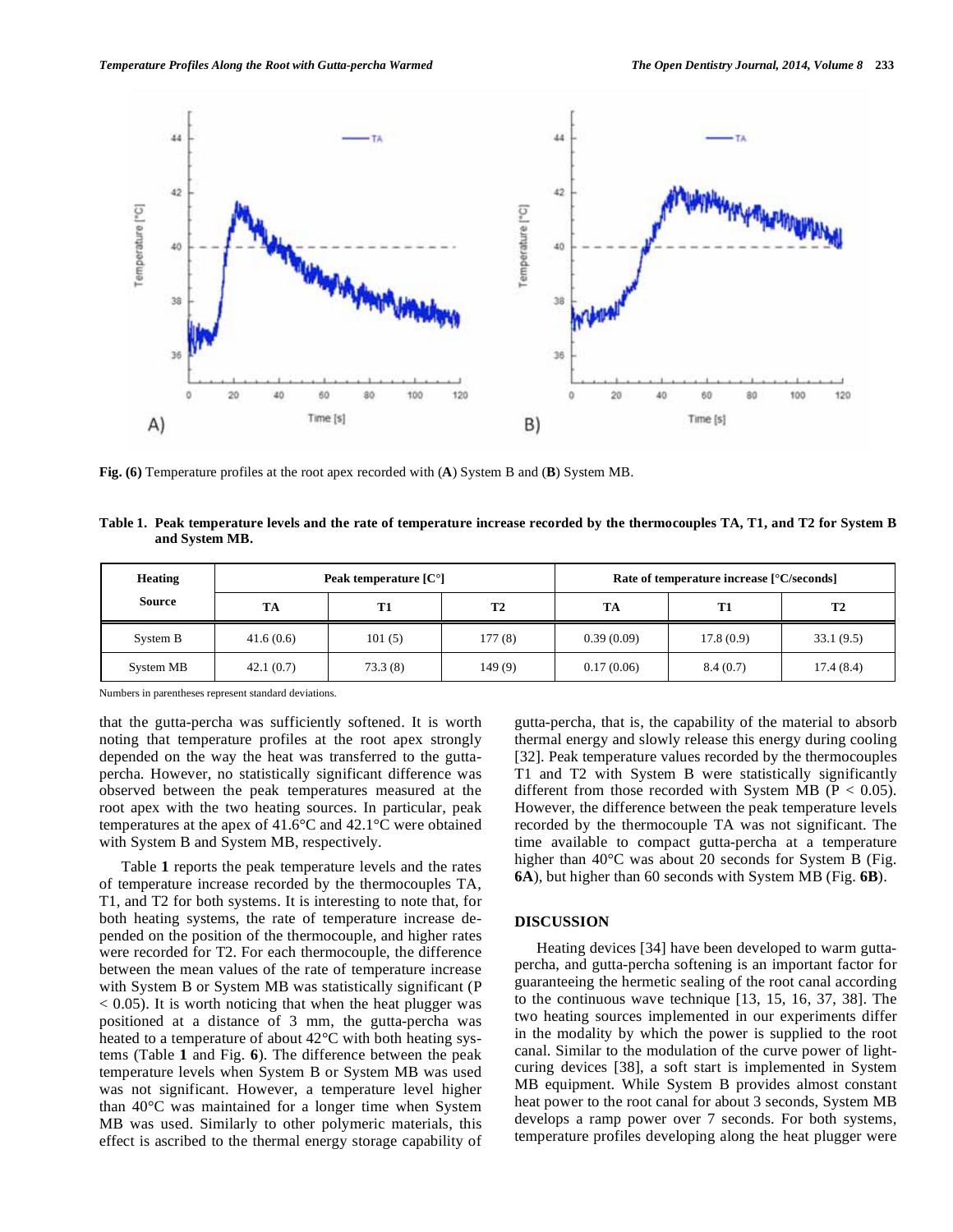Fig. (6) Temperature profiles at the root apex recorded with (**A**) System B and (**B**) System MB.

**Table 1. Peak temperature levels and the rate of temperature increase recorded by the thermocouples TA, T1, and T2 for System B and System MB.**

| Heating Source | Peak temperature [C°] | | | Rate of temperature increase [°C/seconds] | | |
|---|---|---|---|---|---|---|
| | TA | T1 | T2 | TA | T1 | T2 |
| System B | 41.6 (0.6) | 101 (5) | 177 (8) | 0.39 (0.09) | 17.8 (0.9) | 33.1 (9.5) |
| System MB | 42.1 (0.7) | 73.3 (8) | 149 (9) | 0.17 (0.06) | 8.4 (0.7) | 17.4 (8.4) |

Numbers in parentheses represent standard deviations.

that the gutta-percha was sufficiently softened. It is worth noting that temperature profiles at the root apex strongly depended on the way the heat was transferred to the gutta-percha. However, no statistically significant difference was observed between the peak temperatures measured at the root apex with the two heating sources. In particular, peak temperatures at the apex of 41.6°C and 42.1°C were obtained with System B and System MB, respectively.

Table **1** reports the peak temperature levels and the rates of temperature increase recorded by the thermocouples TA, T1, and T2 for both systems. It is interesting to note that, for both heating systems, the rate of temperature increase depended on the position of the thermocouple, and higher rates were recorded for T2. For each thermocouple, the difference between the mean values of the rate of temperature increase with System B or System MB was statistically significant ($P < 0.05$). It is worth noticing that when the heat plugger was positioned at a distance of 3 mm, the gutta-percha was heated to a temperature of about 42°C with both heating systems (Table **1** and Fig. **6**). The difference between the peak temperature levels when System B or System MB was used was not significant. However, a temperature level higher than 40°C was maintained for a longer time when System MB was used. Similarly to other polymeric materials, this effect is ascribed to the thermal energy storage capability of gutta-percha, that is, the capability of the material to absorb thermal energy and slowly release this energy during cooling [32]. Peak temperature values recorded by the thermocouples T1 and T2 with System B were statistically significantly different from those recorded with System MB ($P < 0.05$). However, the difference between the peak temperature levels recorded by the thermocouple TA was not significant. The time available to compact gutta-percha at a temperature higher than 40°C was about 20 seconds for System B (Fig. **6A**), but higher than 60 seconds with System MB (Fig. **6B**).

## DISCUSSION

Heating devices [34] have been developed to warm gutta-percha, and gutta-percha softening is an important factor for guaranteeing the hermetic sealing of the root canal according to the continuous wave technique [13, 15, 16, 37, 38]. The two heating sources implemented in our experiments differ in the modality by which the power is supplied to the root canal. Similar to the modulation of the curve power of light-curing devices [38], a soft start is implemented in System MB equipment. While System B provides almost constant heat power to the root canal for about 3 seconds, System MB develops a ramp power over 7 seconds. For both systems, temperature profiles developing along the heat plugger were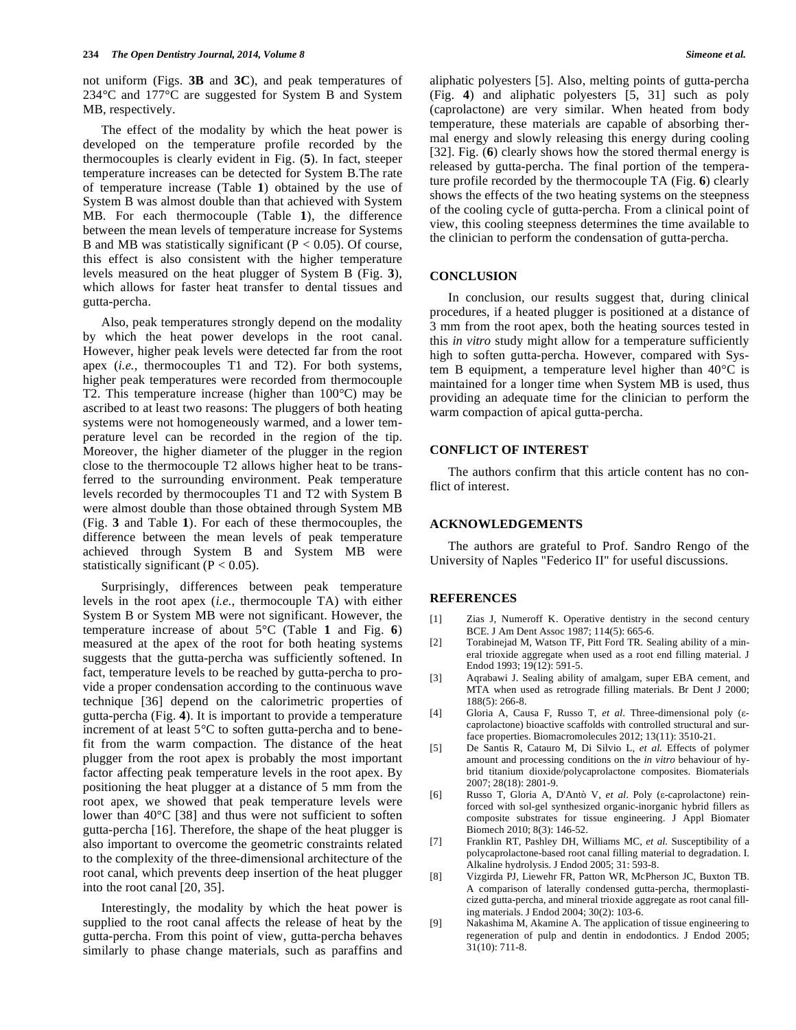not uniform (Figs. **3B** and **3C**), and peak temperatures of 234°C and 177°C are suggested for System B and System MB, respectively.

The effect of the modality by which the heat power is developed on the temperature profile recorded by the thermocouples is clearly evident in Fig. (**5**). In fact, steeper temperature increases can be detected for System B.The rate of temperature increase (Table **1**) obtained by the use of System B was almost double than that achieved with System MB. For each thermocouple (Table **1**), the difference between the mean levels of temperature increase for Systems B and MB was statistically significant ($P < 0.05$). Of course, this effect is also consistent with the higher temperature levels measured on the heat plugger of System B (Fig. **3**), which allows for faster heat transfer to dental tissues and gutta-percha.

Also, peak temperatures strongly depend on the modality by which the heat power develops in the root canal. However, higher peak levels were detected far from the root apex (*i.e.*, thermocouples T1 and T2). For both systems, higher peak temperatures were recorded from thermocouple T2. This temperature increase (higher than 100°C) may be ascribed to at least two reasons: The pluggers of both heating systems were not homogeneously warmed, and a lower temperature level can be recorded in the region of the tip. Moreover, the higher diameter of the plugger in the region close to the thermocouple T2 allows higher heat to be transferred to the surrounding environment. Peak temperature levels recorded by thermocouples T1 and T2 with System B were almost double than those obtained through System MB (Fig. **3** and Table **1**). For each of these thermocouples, the difference between the mean levels of peak temperature achieved through System B and System MB were statistically significant ($P < 0.05$).

Surprisingly, differences between peak temperature levels in the root apex (*i.e.*, thermocouple TA) with either System B or System MB were not significant. However, the temperature increase of about 5°C (Table **1** and Fig. **6**) measured at the apex of the root for both heating systems suggests that the gutta-percha was sufficiently softened. In fact, temperature levels to be reached by gutta-percha to provide a proper condensation according to the continuous wave technique [36] depend on the calorimetric properties of gutta-percha (Fig. **4**). It is important to provide a temperature increment of at least 5°C to soften gutta-percha and to benefit from the warm compaction. The distance of the heat plugger from the root apex is probably the most important factor affecting peak temperature levels in the root apex. By positioning the heat plugger at a distance of 5 mm from the root apex, we showed that peak temperature levels were lower than 40°C [38] and thus were not sufficient to soften gutta-percha [16]. Therefore, the shape of the heat plugger is also important to overcome the geometric constraints related to the complexity of the three-dimensional architecture of the root canal, which prevents deep insertion of the heat plugger into the root canal [20, 35].

Interestingly, the modality by which the heat power is supplied to the root canal affects the release of heat by the gutta-percha. From this point of view, gutta-percha behaves similarly to phase change materials, such as paraffins and aliphatic polyesters [5]. Also, melting points of gutta-percha (Fig. **4**) and aliphatic polyesters [5, 31] such as poly (caprolactone) are very similar. When heated from body temperature, these materials are capable of absorbing thermal energy and slowly releasing this energy during cooling [32]. Fig. (**6**) clearly shows how the stored thermal energy is released by gutta-percha. The final portion of the temperature profile recorded by the thermocouple TA (Fig. **6**) clearly shows the effects of the two heating systems on the steepness of the cooling cycle of gutta-percha. From a clinical point of view, this cooling steepness determines the time available to the clinician to perform the condensation of gutta-percha.

## CONCLUSION

In conclusion, our results suggest that, during clinical procedures, if a heated plugger is positioned at a distance of 3 mm from the root apex, both the heating sources tested in this *in vitro* study might allow for a temperature sufficiently high to soften gutta-percha. However, compared with System B equipment, a temperature level higher than 40°C is maintained for a longer time when System MB is used, thus providing an adequate time for the clinician to perform the warm compaction of apical gutta-percha.

## CONFLICT OF INTEREST

The authors confirm that this article content has no conflict of interest.

## ACKNOWLEDGEMENTS

The authors are grateful to Prof. Sandro Rengo of the University of Naples "Federico II" for useful discussions.

## REFERENCES

[1] Zias J, Numeroff K. Operative dentistry in the second century BCE. J Am Dent Assoc 1987; 114(5): 665-6.

[2] Torabinejad M, Watson TF, Pitt Ford TR. Sealing ability of a mineral trioxide aggregate when used as a root end filling material. J Endod 1993; 19(12): 591-5.

[3] Aqrabawi J. Sealing ability of amalgam, super EBA cement, and MTA when used as retrograde filling materials. Br Dent J 2000; 188(5): 266-8.

[4] Gloria A, Causa F, Russo T, *et al*. Three-dimensional poly (ε-caprolactone) bioactive scaffolds with controlled structural and surface properties. Biomacromolecules 2012; 13(11): 3510-21.

[5] De Santis R, Catauro M, Di Silvio L, *et al.* Effects of polymer amount and processing conditions on the *in vitro* behaviour of hybrid titanium dioxide/polycaprolactone composites. Biomaterials 2007; 28(18): 2801-9.

[6] Russo T, Gloria A, D'Antò V, *et al*. Poly (ε-caprolactone) reinforced with sol-gel synthesized organic-inorganic hybrid fillers as composite substrates for tissue engineering. J Appl Biomater Biomech 2010; 8(3): 146-52.

[7] Franklin RT, Pashley DH, Williams MC, *et al.* Susceptibility of a polycaprolactone-based root canal filling material to degradation. I. Alkaline hydrolysis. J Endod 2005; 31: 593-8.

[8] Vizgirda PJ, Liewehr FR, Patton WR, McPherson JC, Buxton TB. A comparison of laterally condensed gutta-percha, thermoplasticized gutta-percha, and mineral trioxide aggregate as root canal filling materials. J Endod 2004; 30(2): 103-6.

[9] Nakashima M, Akamine A. The application of tissue engineering to regeneration of pulp and dentin in endodontics. J Endod 2005; 31(10): 711-8.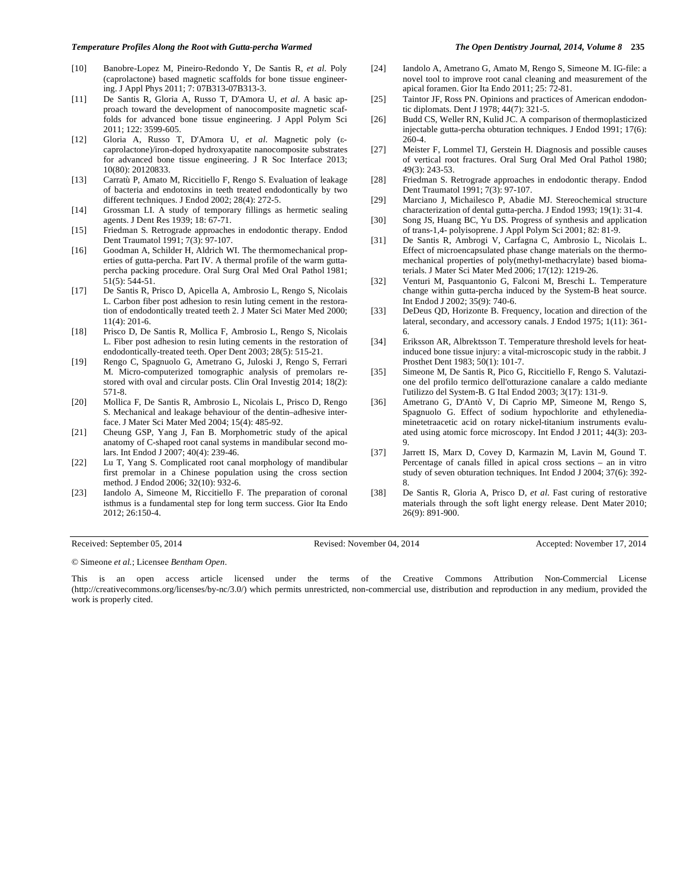[10] Banobre-Lopez M, Pineiro-Redondo Y, De Santis R, *et al.* Poly (caprolactone) based magnetic scaffolds for bone tissue engineering. J Appl Phys 2011; 7: 07B313-07B313-3.

[11] De Santis R, Gloria A, Russo T, D'Amora U, *et al.* A basic approach toward the development of nanocomposite magnetic scaffolds for advanced bone tissue engineering. J Appl Polym Sci 2011; 122: 3599-605.

[12] Gloria A, Russo T, D'Amora U, *et al.* Magnetic poly (ε-caprolactone)/iron-doped hydroxyapatite nanocomposite substrates for advanced bone tissue engineering. J R Soc Interface 2013; 10(80): 20120833.

[13] Carratù P, Amato M, Riccitiello F, Rengo S. Evaluation of leakage of bacteria and endotoxins in teeth treated endodontically by two different techniques. J Endod 2002; 28(4): 272-5.

[14] Grossman LI. A study of temporary fillings as hermetic sealing agents. J Dent Res 1939; 18: 67-71.

[15] Friedman S. Retrograde approaches in endodontic therapy. Endod Dent Traumatol 1991; 7(3): 97-107.

[16] Goodman A, Schilder H, Aldrich WI. The thermomechanical properties of gutta-percha. Part IV. A thermal profile of the warm gutta-percha packing procedure. Oral Surg Oral Med Oral Pathol 1981; 51(5): 544-51.

[17] De Santis R, Prisco D, Apicella A, Ambrosio L, Rengo S, Nicolais L. Carbon fiber post adhesion to resin luting cement in the restoration of endodontically treated teeth 2. J Mater Sci Mater Med 2000; 11(4): 201-6.

[18] Prisco D, De Santis R, Mollica F, Ambrosio L, Rengo S, Nicolais L. Fiber post adhesion to resin luting cements in the restoration of endodontically-treated teeth. Oper Dent 2003; 28(5): 515-21.

[19] Rengo C, Spagnuolo G, Ametrano G, Juloski J, Rengo S, Ferrari M. Micro-computerized tomographic analysis of premolars restored with oval and circular posts. Clin Oral Investig 2014; 18(2): 571-8.

[20] Mollica F, De Santis R, Ambrosio L, Nicolais L, Prisco D, Rengo S. Mechanical and leakage behaviour of the dentin–adhesive interface. J Mater Sci Mater Med 2004; 15(4): 485-92.

[21] Cheung GSP, Yang J, Fan B. Morphometric study of the apical anatomy of C-shaped root canal systems in mandibular second molars. Int Endod J 2007; 40(4): 239-46.

[22] Lu T, Yang S. Complicated root canal morphology of mandibular first premolar in a Chinese population using the cross section method. J Endod 2006; 32(10): 932-6.

[23] Iandolo A, Simeone M, Riccitiello F. The preparation of coronal isthmus is a fundamental step for long term success. Gior Ita Endo 2012; 26:150-4.

[24] Iandolo A, Ametrano G, Amato M, Rengo S, Simeone M. IG-file: a novel tool to improve root canal cleaning and measurement of the apical foramen. Gior Ita Endo 2011; 25: 72-81.

[25] Taintor JF, Ross PN. Opinions and practices of American endodontic diplomats. Dent J 1978; 44(7): 321-5.

[26] Budd CS, Weller RN, Kulid JC. A comparison of thermoplasticized injectable gutta-percha obturation techniques. J Endod 1991; 17(6): 260-4.

[27] Meister F, Lommel TJ, Gerstein H. Diagnosis and possible causes of vertical root fractures. Oral Surg Oral Med Oral Pathol 1980; 49(3): 243-53.

[28] Friedman S. Retrograde approaches in endodontic therapy. Endod Dent Traumatol 1991; 7(3): 97-107.

[29] Marciano J, Michailesco P, Abadie MJ. Stereochemical structure characterization of dental gutta-percha. J Endod 1993; 19(1): 31-4.

[30] Song JS, Huang BC, Yu DS. Progress of synthesis and application of trans-1,4- polyisoprene. J Appl Polym Sci 2001; 82: 81-9.

[31] De Santis R, Ambrogi V, Carfagna C, Ambrosio L, Nicolais L. Effect of microencapsulated phase change materials on the thermo-mechanical properties of poly(methyl-methacrylate) based biomaterials. J Mater Sci Mater Med 2006; 17(12): 1219-26.

[32] Venturi M, Pasquantonio G, Falconi M, Breschi L. Temperature change within gutta-percha induced by the System-B heat source. Int Endod J 2002; 35(9): 740-6.

[33] DeDeus QD, Horizonte B. Frequency, location and direction of the lateral, secondary, and accessory canals. J Endod 1975; 1(11): 361-6.

[34] Eriksson AR, Albrektsson T. Temperature threshold levels for heat-induced bone tissue injury: a vital-microscopic study in the rabbit. J Prosthet Dent 1983; 50(1): 101-7.

[35] Simeone M, De Santis R, Pico G, Riccitiello F, Rengo S. Valutazione del profilo termico dell'otturazione canalare a caldo mediante l'utilizzo del System-B. G Ital Endod 2003; 3(17): 131-9.

[36] Ametrano G, D'Antò V, Di Caprio MP, Simeone M, Rengo S, Spagnuolo G. Effect of sodium hypochlorite and ethylenediaminetetraacetic acid on rotary nickel-titanium instruments evaluated using atomic force microscopy. Int Endod J 2011; 44(3): 203-9.

[37] Jarrett IS, Marx D, Covey D, Karmazin M, Lavin M, Gound T. Percentage of canals filled in apical cross sections – an in vitro study of seven obturation techniques. Int Endod J 2004; 37(6): 392-8.

[38] De Santis R, Gloria A, Prisco D, *et al.* Fast curing of restorative materials through the soft light energy release. Dent Mater 2010; 26(9): 891-900.

Received: September 05, 2014 Revised: November 04, 2014 Accepted: November 17, 2014

© Simeone *et al.*; Licensee *Bentham Open*.

This is an open access article licensed under the terms of the Creative Commons Attribution Non-Commercial License (http://creativecommons.org/licenses/by-nc/3.0/) which permits unrestricted, non-commercial use, distribution and reproduction in any medium, provided the work is properly cited.